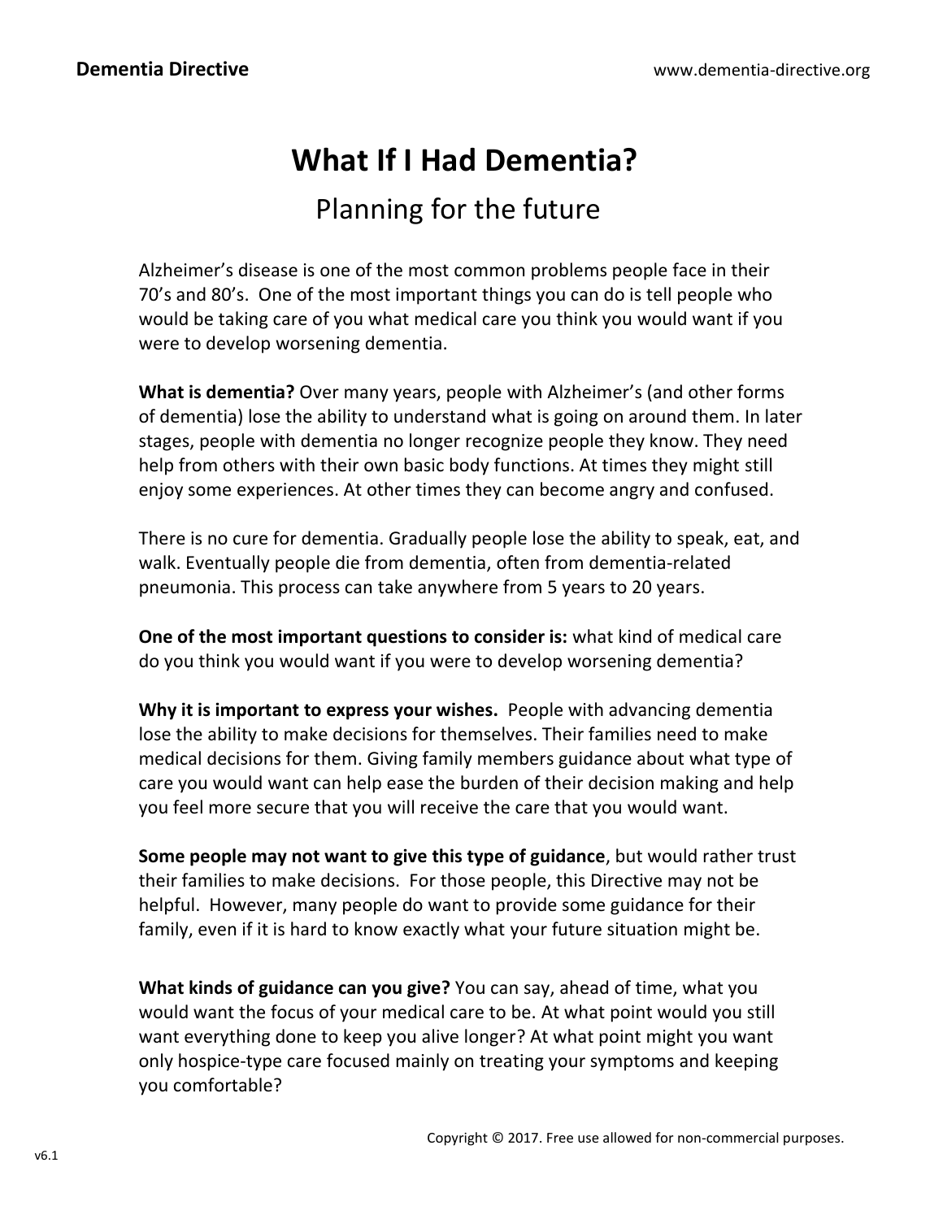# What If I Had Dementia?

## Planning for the future

Alzheimer's disease is one of the most common problems people face in their 70's and 80's. One of the most important things you can do is tell people who would be taking care of you what medical care you think you would want if you were to develop worsening dementia.

**What is dementia?** Over many years, people with Alzheimer's (and other forms of dementia) lose the ability to understand what is going on around them. In later stages, people with dementia no longer recognize people they know. They need help from others with their own basic body functions. At times they might still enjoy some experiences. At other times they can become angry and confused.

There is no cure for dementia. Gradually people lose the ability to speak, eat, and walk. Eventually people die from dementia, often from dementia-related pneumonia. This process can take anywhere from 5 years to 20 years.

**One of the most important questions to consider is:** what kind of medical care do you think you would want if you were to develop worsening dementia?

**Why it is important to express your wishes.** People with advancing dementia lose the ability to make decisions for themselves. Their families need to make medical decisions for them. Giving family members guidance about what type of care you would want can help ease the burden of their decision making and help you feel more secure that you will receive the care that you would want.

**Some people may not want to give this type of guidance**, but would rather trust their families to make decisions. For those people, this Directive may not be helpful. However, many people do want to provide some guidance for their family, even if it is hard to know exactly what your future situation might be.

**What kinds of guidance can you give?** You can say, ahead of time, what you would want the focus of your medical care to be. At what point would you still want everything done to keep you alive longer? At what point might you want only hospice-type care focused mainly on treating your symptoms and keeping you comfortable?

Copyright © 2017. Free use allowed for non-commercial purposes.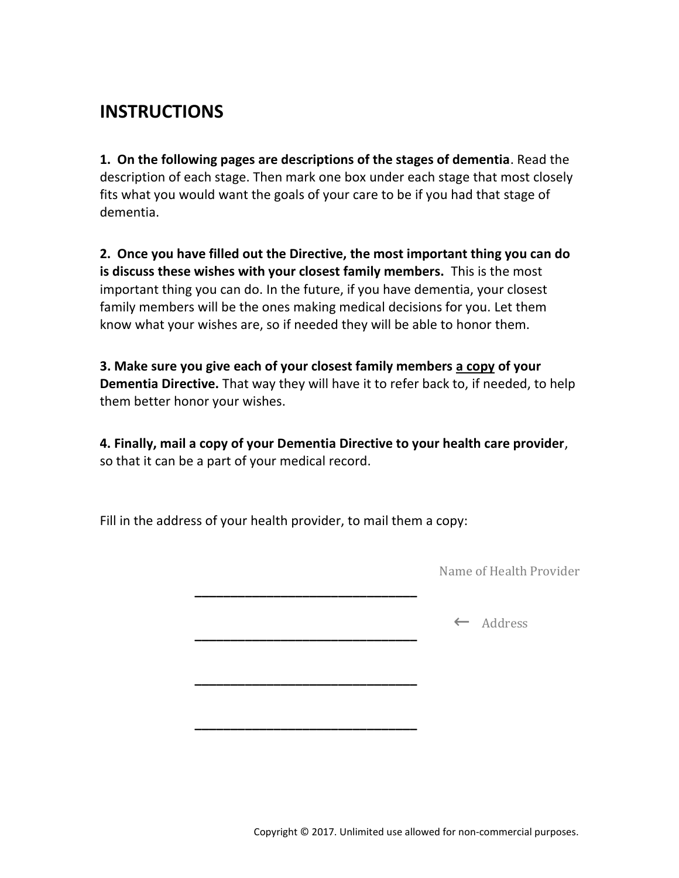## INSTRUCTIONS

**1. On the following pages are descriptions of the stages of dementia**. Read the description of each stage. Then mark one box under each stage that most closely fits what you would want the goals of your care to be if you had that stage of dementia.

**2. Once you have filled out the Directive, the most important thing you can do is discuss these wishes with your closest family members.** This is the most important thing you can do. In the future, if you have dementia, your closest family members will be the ones making medical decisions for you. Let them know what your wishes are, so if needed they will be able to honor them.

**3. Make sure you give each of your closest family members <u>a copy</u> of your Dementia Directive.** That way they will have it to refer back to, if needed, to help them better honor your wishes.

**4. Finally, mail a copy of your Dementia Directive to your health care provider**, so that it can be a part of your medical record.

Fill in the address of your health provider, to mail them a copy:

________________________________ Name of Health Provider

________________________________ ← Address

________________________________

________________________________

Copyright © 2017. Unlimited use allowed for non-commercial purposes.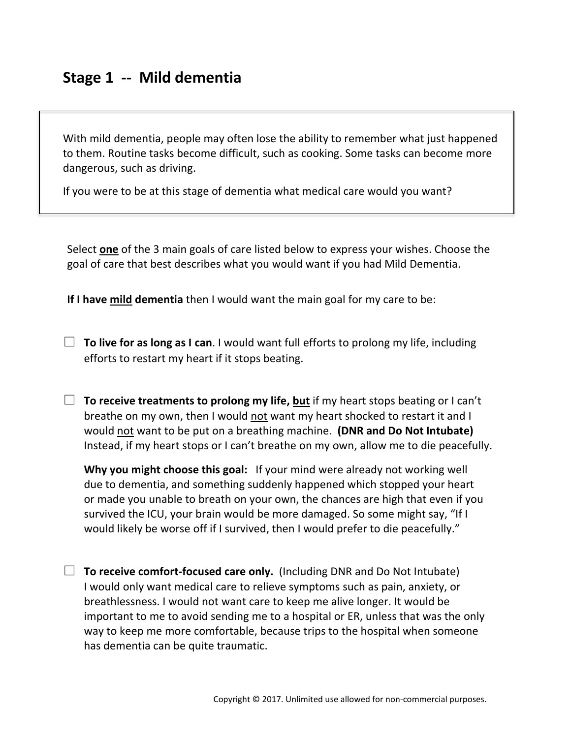## Stage 1 -- Mild dementia

With mild dementia, people may often lose the ability to remember what just happened to them. Routine tasks become difficult, such as cooking. Some tasks can become more dangerous, such as driving.

If you were to be at this stage of dementia what medical care would you want?

Select **one** of the 3 main goals of care listed below to express your wishes. Choose the goal of care that best describes what you would want if you had Mild Dementia.

**If I have mild dementia** then I would want the main goal for my care to be:

☐ **To live for as long as I can**. I would want full efforts to prolong my life, including efforts to restart my heart if it stops beating.

☐ **To receive treatments to prolong my life, but** if my heart stops beating or I can't breathe on my own, then I would not want my heart shocked to restart it and I would not want to be put on a breathing machine. **(DNR and Do Not Intubate)** Instead, if my heart stops or I can't breathe on my own, allow me to die peacefully.

**Why you might choose this goal:** If your mind were already not working well due to dementia, and something suddenly happened which stopped your heart or made you unable to breath on your own, the chances are high that even if you survived the ICU, your brain would be more damaged. So some might say, "If I would likely be worse off if I survived, then I would prefer to die peacefully."

☐ **To receive comfort-focused care only.** (Including DNR and Do Not Intubate) I would only want medical care to relieve symptoms such as pain, anxiety, or breathlessness. I would not want care to keep me alive longer. It would be important to me to avoid sending me to a hospital or ER, unless that was the only way to keep me more comfortable, because trips to the hospital when someone has dementia can be quite traumatic.

Copyright © 2017. Unlimited use allowed for non-commercial purposes.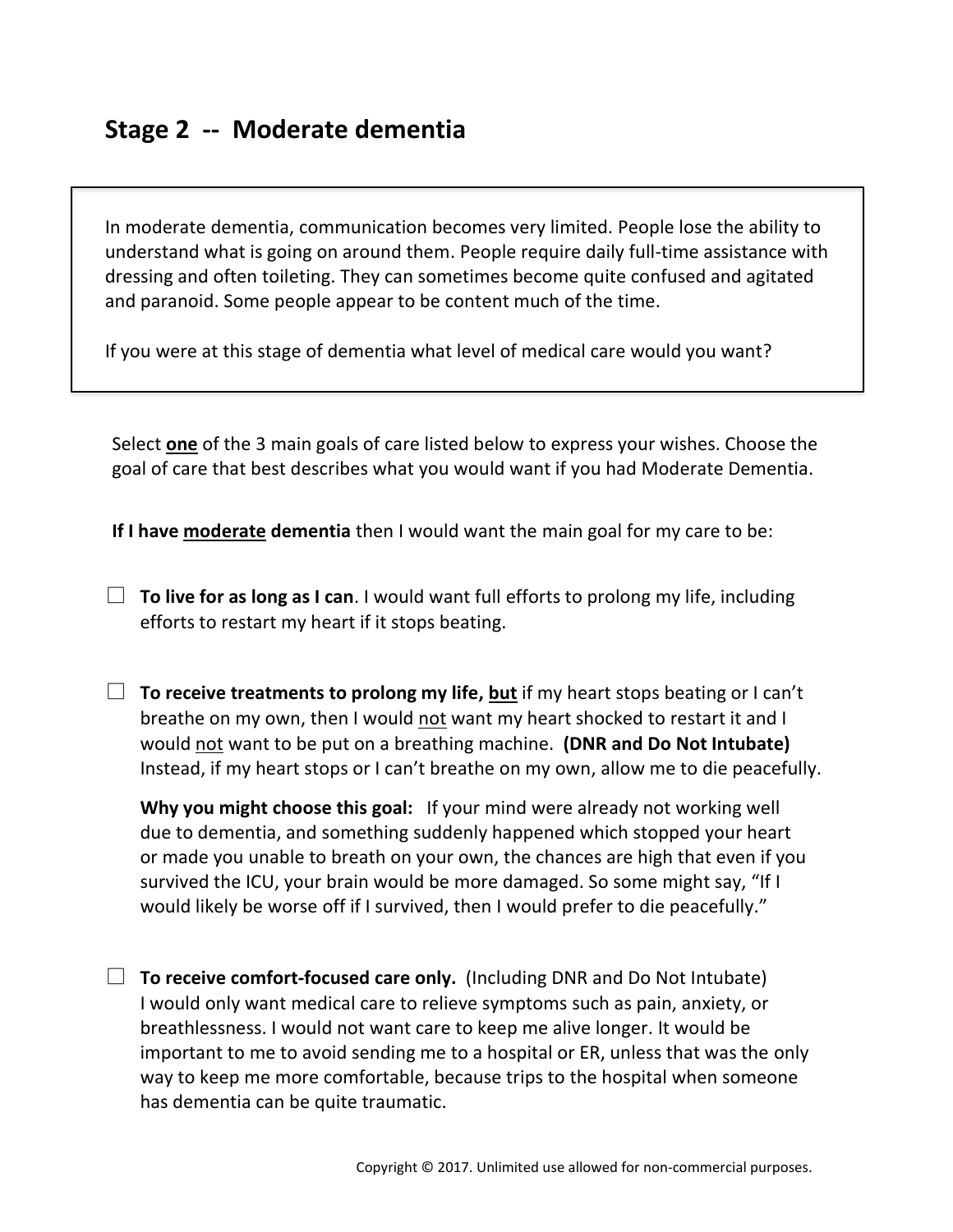## Stage 2 -- Moderate dementia

> In moderate dementia, communication becomes very limited. People lose the ability to understand what is going on around them. People require daily full-time assistance with dressing and often toileting. They can sometimes become quite confused and agitated and paranoid. Some people appear to be content much of the time.
>
> If you were at this stage of dementia what level of medical care would you want?

Select <u>**one**</u> of the 3 main goals of care listed below to express your wishes. Choose the goal of care that best describes what you would want if you had Moderate Dementia.

**If I have <u>moderate</u> dementia** then I would want the main goal for my care to be:

☐ **To live for as long as I can**. I would want full efforts to prolong my life, including efforts to restart my heart if it stops beating.

☐ **To receive treatments to prolong my life, <u>but</u>** if my heart stops beating or I can't breathe on my own, then I would <u>not</u> want my heart shocked to restart it and I would <u>not</u> want to be put on a breathing machine. **(DNR and Do Not Intubate)** Instead, if my heart stops or I can't breathe on my own, allow me to die peacefully.

**Why you might choose this goal:** If your mind were already not working well due to dementia, and something suddenly happened which stopped your heart or made you unable to breath on your own, the chances are high that even if you survived the ICU, your brain would be more damaged. So some might say, "If I would likely be worse off if I survived, then I would prefer to die peacefully."

☐ **To receive comfort-focused care only.** (Including DNR and Do Not Intubate) I would only want medical care to relieve symptoms such as pain, anxiety, or breathlessness. I would not want care to keep me alive longer. It would be important to me to avoid sending me to a hospital or ER, unless that was the only way to keep me more comfortable, because trips to the hospital when someone has dementia can be quite traumatic.

Copyright © 2017. Unlimited use allowed for non-commercial purposes.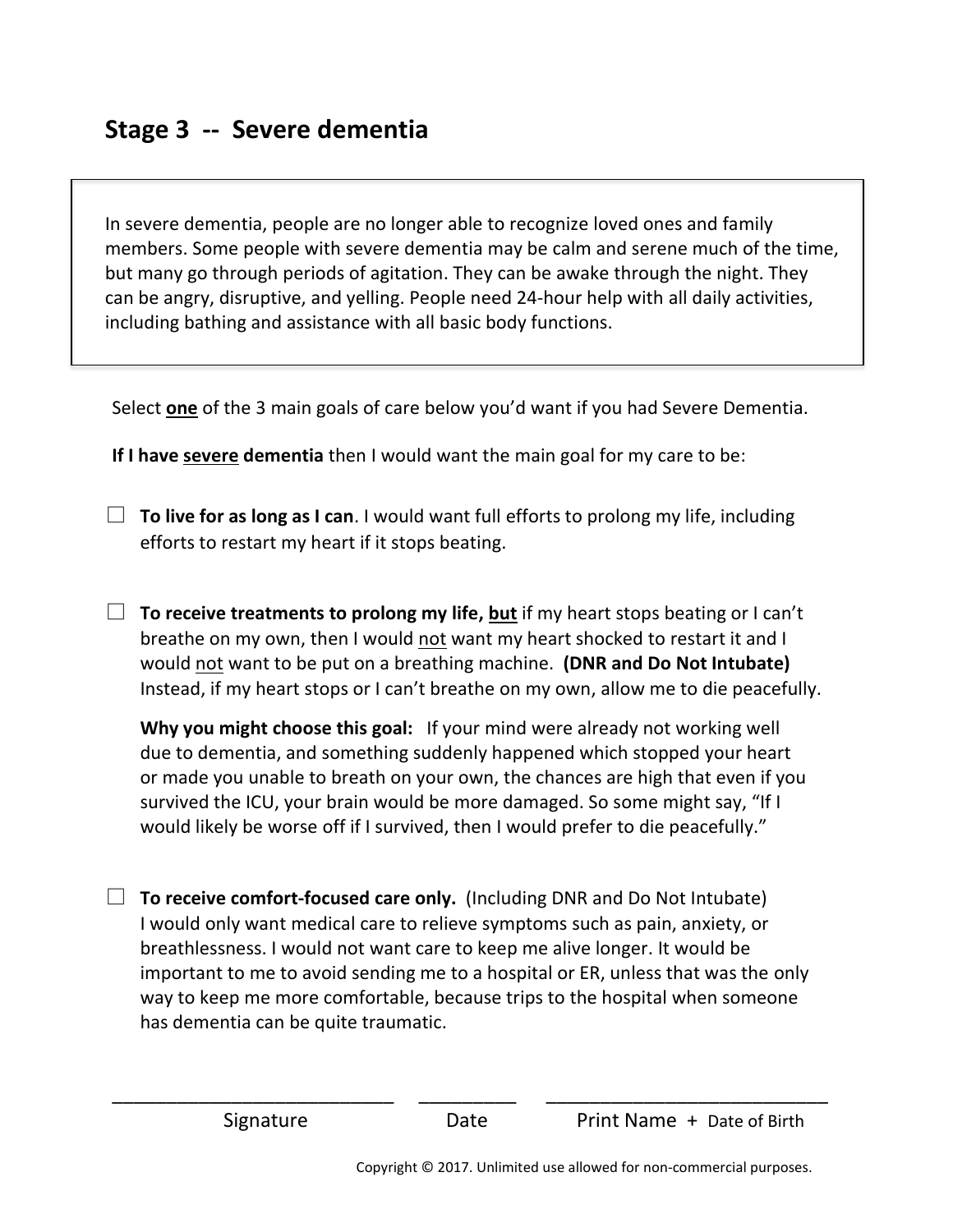## Stage 3 -- Severe dementia

In severe dementia, people are no longer able to recognize loved ones and family members. Some people with severe dementia may be calm and serene much of the time, but many go through periods of agitation. They can be awake through the night. They can be angry, disruptive, and yelling. People need 24-hour help with all daily activities, including bathing and assistance with all basic body functions.

Select **one** of the 3 main goals of care below you'd want if you had Severe Dementia.

**If I have severe dementia** then I would want the main goal for my care to be:

☐ **To live for as long as I can**. I would want full efforts to prolong my life, including efforts to restart my heart if it stops beating.

☐ **To receive treatments to prolong my life, but** if my heart stops beating or I can't breathe on my own, then I would not want my heart shocked to restart it and I would not want to be put on a breathing machine. **(DNR and Do Not Intubate)** Instead, if my heart stops or I can't breathe on my own, allow me to die peacefully.

**Why you might choose this goal:** If your mind were already not working well due to dementia, and something suddenly happened which stopped your heart or made you unable to breath on your own, the chances are high that even if you survived the ICU, your brain would be more damaged. So some might say, "If I would likely be worse off if I survived, then I would prefer to die peacefully."

☐ **To receive comfort-focused care only.** (Including DNR and Do Not Intubate) I would only want medical care to relieve symptoms such as pain, anxiety, or breathlessness. I would not want care to keep me alive longer. It would be important to me to avoid sending me to a hospital or ER, unless that was the only way to keep me more comfortable, because trips to the hospital when someone has dementia can be quite traumatic.

\_\_\_\_\_\_\_\_\_\_\_\_\_\_\_\_\_\_\_\_\_\_\_\_\_\_ \_\_\_\_\_\_\_\_\_ \_\_\_\_\_\_\_\_\_\_\_\_\_\_\_\_\_\_\_\_\_\_\_\_\_\_

Signature    Date    Print Name + Date of Birth

Copyright © 2017. Unlimited use allowed for non-commercial purposes.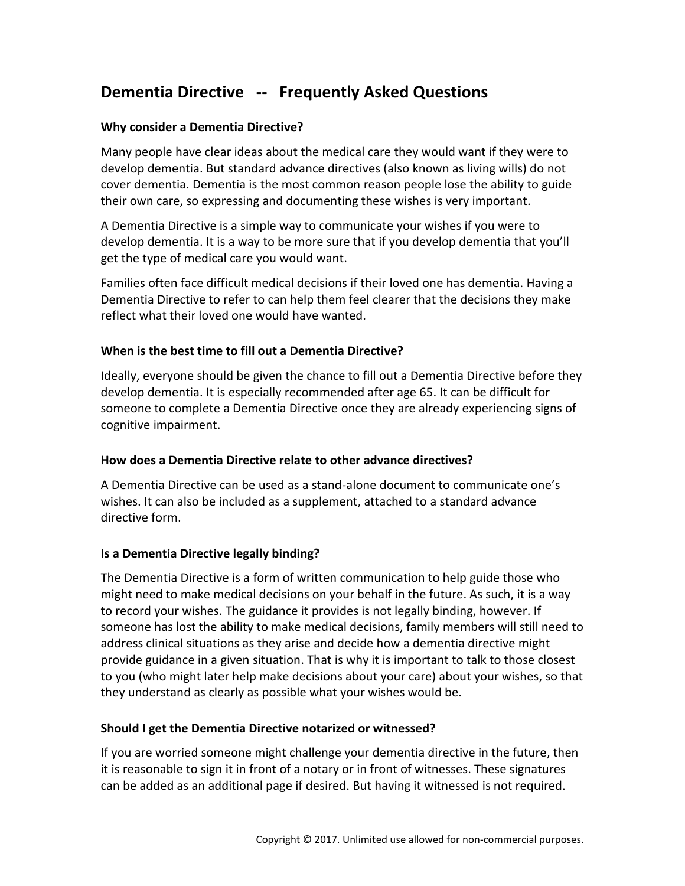# Dementia Directive -- Frequently Asked Questions

### Why consider a Dementia Directive?

Many people have clear ideas about the medical care they would want if they were to develop dementia. But standard advance directives (also known as living wills) do not cover dementia. Dementia is the most common reason people lose the ability to guide their own care, so expressing and documenting these wishes is very important.

A Dementia Directive is a simple way to communicate your wishes if you were to develop dementia. It is a way to be more sure that if you develop dementia that you'll get the type of medical care you would want.

Families often face difficult medical decisions if their loved one has dementia. Having a Dementia Directive to refer to can help them feel clearer that the decisions they make reflect what their loved one would have wanted.

### When is the best time to fill out a Dementia Directive?

Ideally, everyone should be given the chance to fill out a Dementia Directive before they develop dementia. It is especially recommended after age 65. It can be difficult for someone to complete a Dementia Directive once they are already experiencing signs of cognitive impairment.

### How does a Dementia Directive relate to other advance directives?

A Dementia Directive can be used as a stand-alone document to communicate one's wishes. It can also be included as a supplement, attached to a standard advance directive form.

### Is a Dementia Directive legally binding?

The Dementia Directive is a form of written communication to help guide those who might need to make medical decisions on your behalf in the future. As such, it is a way to record your wishes. The guidance it provides is not legally binding, however. If someone has lost the ability to make medical decisions, family members will still need to address clinical situations as they arise and decide how a dementia directive might provide guidance in a given situation. That is why it is important to talk to those closest to you (who might later help make decisions about your care) about your wishes, so that they understand as clearly as possible what your wishes would be.

### Should I get the Dementia Directive notarized or witnessed?

If you are worried someone might challenge your dementia directive in the future, then it is reasonable to sign it in front of a notary or in front of witnesses. These signatures can be added as an additional page if desired. But having it witnessed is not required.

Copyright © 2017. Unlimited use allowed for non-commercial purposes.